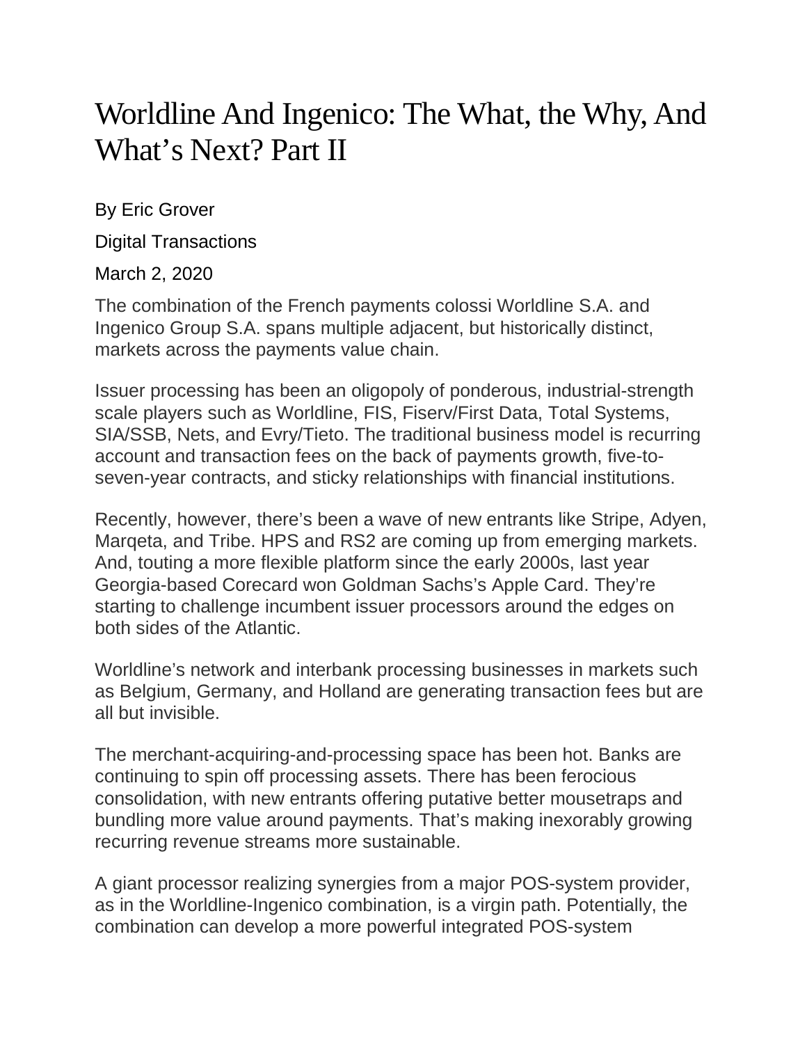# Worldline And Ingenico: The What, the Why, And What's Next? Part II

By Eric Grover

Digital Transactions

March 2, 2020

The combination of the French payments colossi Worldline S.A. and Ingenico Group S.A. spans multiple adjacent, but historically distinct, markets across the payments value chain.

Issuer processing has been an oligopoly of ponderous, industrial-strength scale players such as Worldline, FIS, Fiserv/First Data, Total Systems, SIA/SSB, Nets, and Evry/Tieto. The traditional business model is recurring account and transaction fees on the back of payments growth, five-to-seven-year contracts, and sticky relationships with financial institutions.

Recently, however, there's been a wave of new entrants like Stripe, Adyen, Marqeta, and Tribe. HPS and RS2 are coming up from emerging markets. And, touting a more flexible platform since the early 2000s, last year Georgia-based Corecard won Goldman Sachs's Apple Card. They're starting to challenge incumbent issuer processors around the edges on both sides of the Atlantic.

Worldline's network and interbank processing businesses in markets such as Belgium, Germany, and Holland are generating transaction fees but are all but invisible.

The merchant-acquiring-and-processing space has been hot. Banks are continuing to spin off processing assets. There has been ferocious consolidation, with new entrants offering putative better mousetraps and bundling more value around payments. That's making inexorably growing recurring revenue streams more sustainable.

A giant processor realizing synergies from a major POS-system provider, as in the Worldline-Ingenico combination, is a virgin path. Potentially, the combination can develop a more powerful integrated POS-system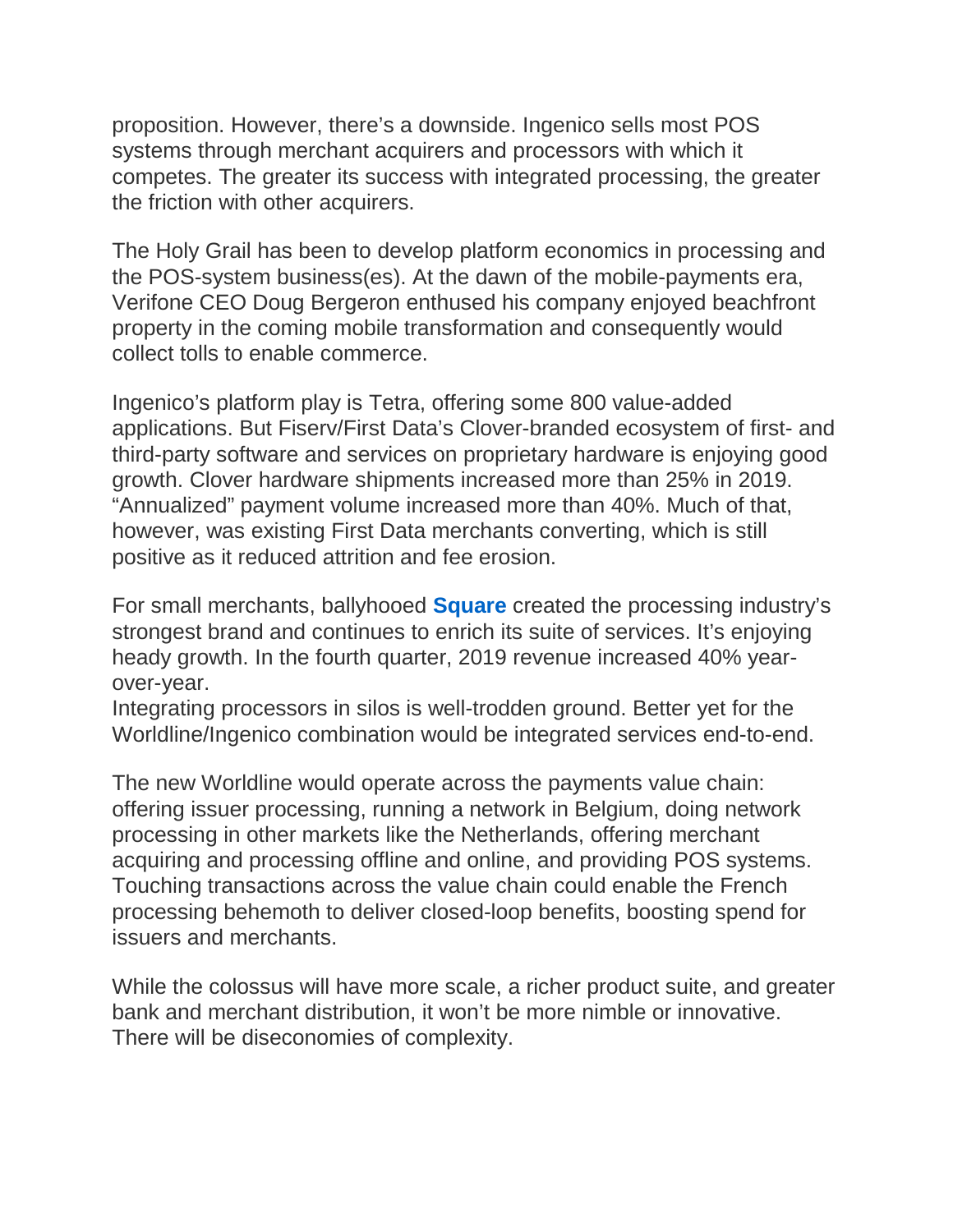proposition. However, there's a downside. Ingenico sells most POS systems through merchant acquirers and processors with which it competes. The greater its success with integrated processing, the greater the friction with other acquirers.

The Holy Grail has been to develop platform economics in processing and the POS-system business(es). At the dawn of the mobile-payments era, Verifone CEO Doug Bergeron enthused his company enjoyed beachfront property in the coming mobile transformation and consequently would collect tolls to enable commerce.

Ingenico's platform play is Tetra, offering some 800 value-added applications. But Fiserv/First Data's Clover-branded ecosystem of first- and third-party software and services on proprietary hardware is enjoying good growth. Clover hardware shipments increased more than 25% in 2019. "Annualized" payment volume increased more than 40%. Much of that, however, was existing First Data merchants converting, which is still positive as it reduced attrition and fee erosion.

For small merchants, ballyhooed **Square** created the processing industry's strongest brand and continues to enrich its suite of services. It's enjoying heady growth. In the fourth quarter, 2019 revenue increased 40% year-over-year.

Integrating processors in silos is well-trodden ground. Better yet for the Worldline/Ingenico combination would be integrated services end-to-end.

The new Worldline would operate across the payments value chain: offering issuer processing, running a network in Belgium, doing network processing in other markets like the Netherlands, offering merchant acquiring and processing offline and online, and providing POS systems. Touching transactions across the value chain could enable the French processing behemoth to deliver closed-loop benefits, boosting spend for issuers and merchants.

While the colossus will have more scale, a richer product suite, and greater bank and merchant distribution, it won't be more nimble or innovative. There will be diseconomies of complexity.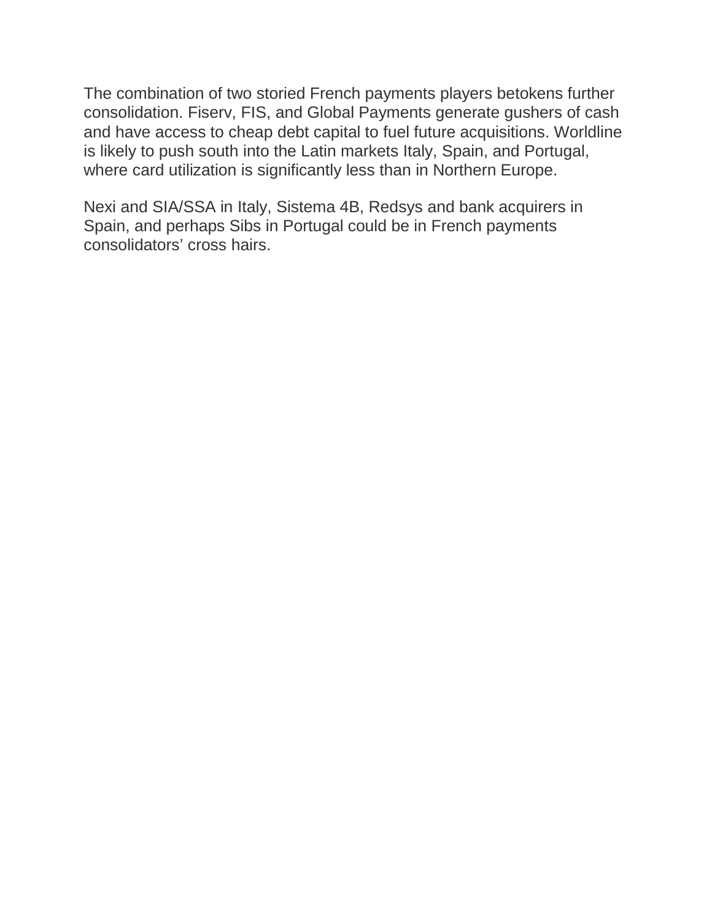The combination of two storied French payments players betokens further consolidation. Fiserv, FIS, and Global Payments generate gushers of cash and have access to cheap debt capital to fuel future acquisitions. Worldline is likely to push south into the Latin markets Italy, Spain, and Portugal, where card utilization is significantly less than in Northern Europe.

Nexi and SIA/SSA in Italy, Sistema 4B, Redsys and bank acquirers in Spain, and perhaps Sibs in Portugal could be in French payments consolidators' cross hairs.